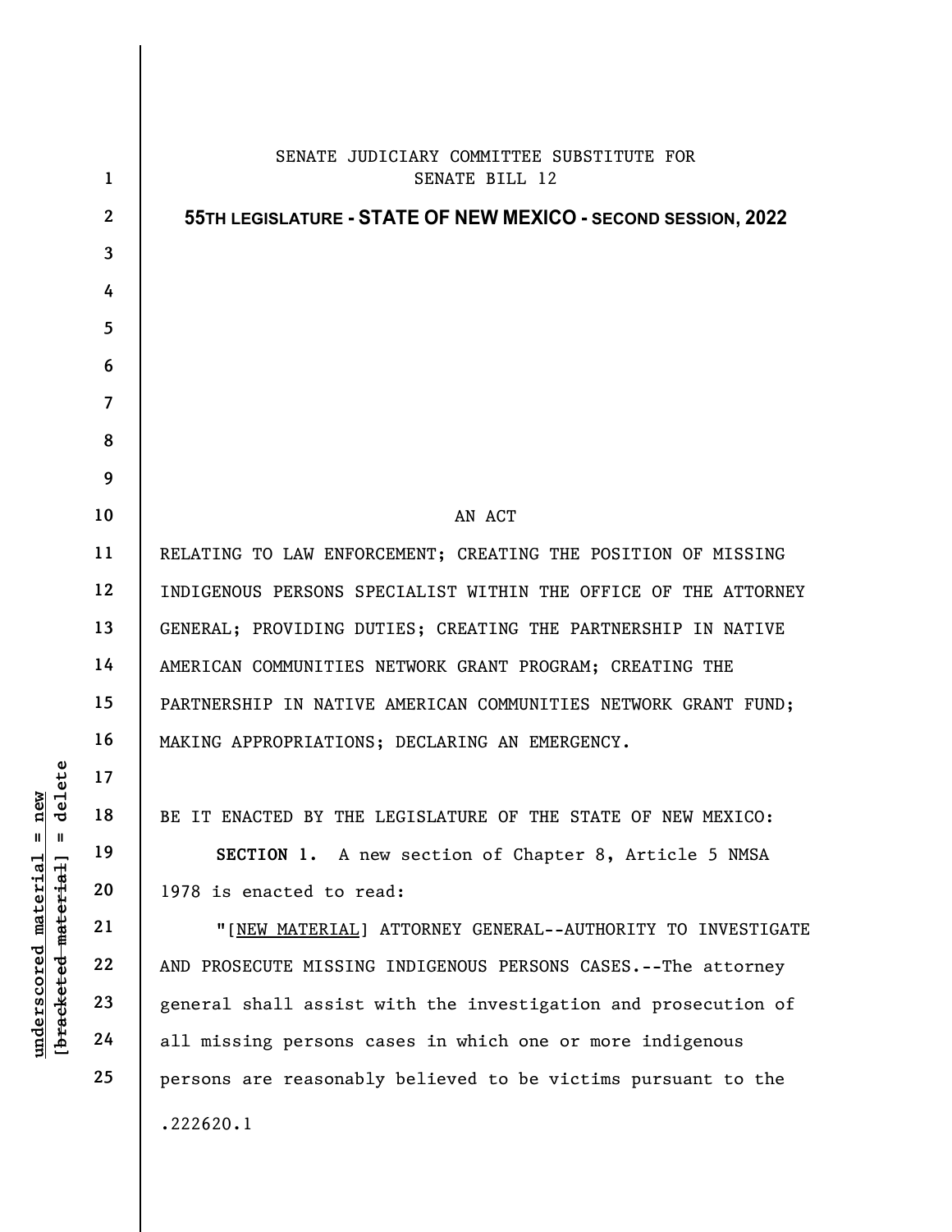SENATE JUDICIARY COMMITTEE SUBSTITUTE FOR
SENATE BILL 12

**55TH LEGISLATURE - STATE OF NEW MEXICO - SECOND SESSION, 2022**

AN ACT

RELATING TO LAW ENFORCEMENT; CREATING THE POSITION OF MISSING INDIGENOUS PERSONS SPECIALIST WITHIN THE OFFICE OF THE ATTORNEY GENERAL; PROVIDING DUTIES; CREATING THE PARTNERSHIP IN NATIVE AMERICAN COMMUNITIES NETWORK GRANT PROGRAM; CREATING THE PARTNERSHIP IN NATIVE AMERICAN COMMUNITIES NETWORK GRANT FUND; MAKING APPROPRIATIONS; DECLARING AN EMERGENCY.

BE IT ENACTED BY THE LEGISLATURE OF THE STATE OF NEW MEXICO:

**SECTION 1.** A new section of Chapter 8, Article 5 NMSA 1978 is enacted to read:

"[NEW MATERIAL] ATTORNEY GENERAL--AUTHORITY TO INVESTIGATE AND PROSECUTE MISSING INDIGENOUS PERSONS CASES.--The attorney general shall assist with the investigation and prosecution of all missing persons cases in which one or more indigenous persons are reasonably believed to be victims pursuant to the

.222620.1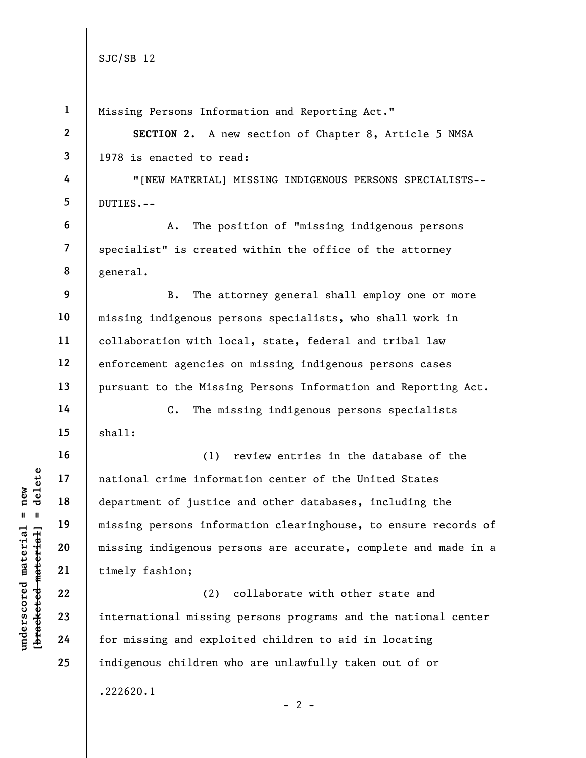Missing Persons Information and Reporting Act."

**SECTION 2.** A new section of Chapter 8, Article 5 NMSA 1978 is enacted to read:

"[NEW MATERIAL] MISSING INDIGENOUS PERSONS SPECIALISTS--DUTIES.--

A. The position of "missing indigenous persons specialist" is created within the office of the attorney general.

B. The attorney general shall employ one or more missing indigenous persons specialists, who shall work in collaboration with local, state, federal and tribal law enforcement agencies on missing indigenous persons cases pursuant to the Missing Persons Information and Reporting Act.

C. The missing indigenous persons specialists shall:

(1) review entries in the database of the national crime information center of the United States department of justice and other databases, including the missing persons information clearinghouse, to ensure records of missing indigenous persons are accurate, complete and made in a timely fashion;

(2) collaborate with other state and international missing persons programs and the national center for missing and exploited children to aid in locating indigenous children who are unlawfully taken out of or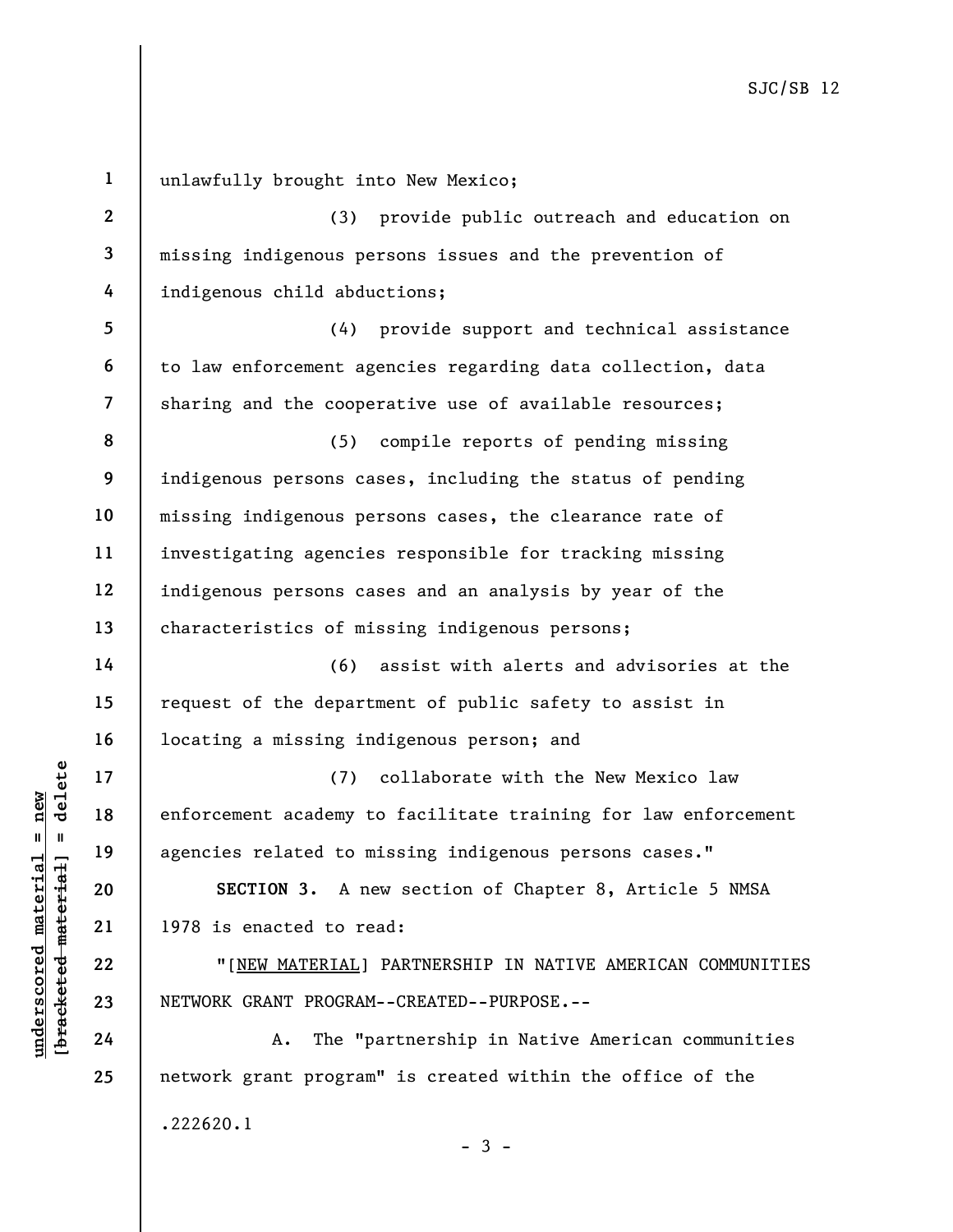unlawfully brought into New Mexico;

(3) provide public outreach and education on missing indigenous persons issues and the prevention of indigenous child abductions;

(4) provide support and technical assistance to law enforcement agencies regarding data collection, data sharing and the cooperative use of available resources;

(5) compile reports of pending missing indigenous persons cases, including the status of pending missing indigenous persons cases, the clearance rate of investigating agencies responsible for tracking missing indigenous persons cases and an analysis by year of the characteristics of missing indigenous persons;

(6) assist with alerts and advisories at the request of the department of public safety to assist in locating a missing indigenous person; and

(7) collaborate with the New Mexico law enforcement academy to facilitate training for law enforcement agencies related to missing indigenous persons cases."

**SECTION 3.** A new section of Chapter 8, Article 5 NMSA 1978 is enacted to read:

"[NEW MATERIAL] PARTNERSHIP IN NATIVE AMERICAN COMMUNITIES NETWORK GRANT PROGRAM--CREATED--PURPOSE.--

A. The "partnership in Native American communities network grant program" is created within the office of the

.222620.1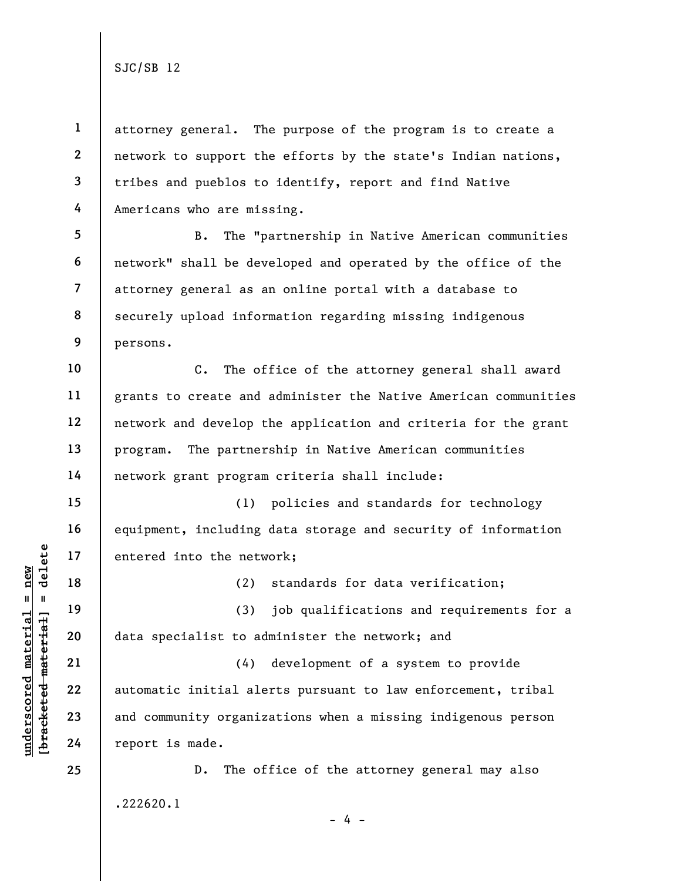attorney general. The purpose of the program is to create a network to support the efforts by the state's Indian nations, tribes and pueblos to identify, report and find Native Americans who are missing.

B. The "partnership in Native American communities network" shall be developed and operated by the office of the attorney general as an online portal with a database to securely upload information regarding missing indigenous persons.

C. The office of the attorney general shall award grants to create and administer the Native American communities network and develop the application and criteria for the grant program. The partnership in Native American communities network grant program criteria shall include:

(1) policies and standards for technology equipment, including data storage and security of information entered into the network;

(2) standards for data verification;

(3) job qualifications and requirements for a data specialist to administer the network; and

(4) development of a system to provide automatic initial alerts pursuant to law enforcement, tribal and community organizations when a missing indigenous person report is made.

D. The office of the attorney general may also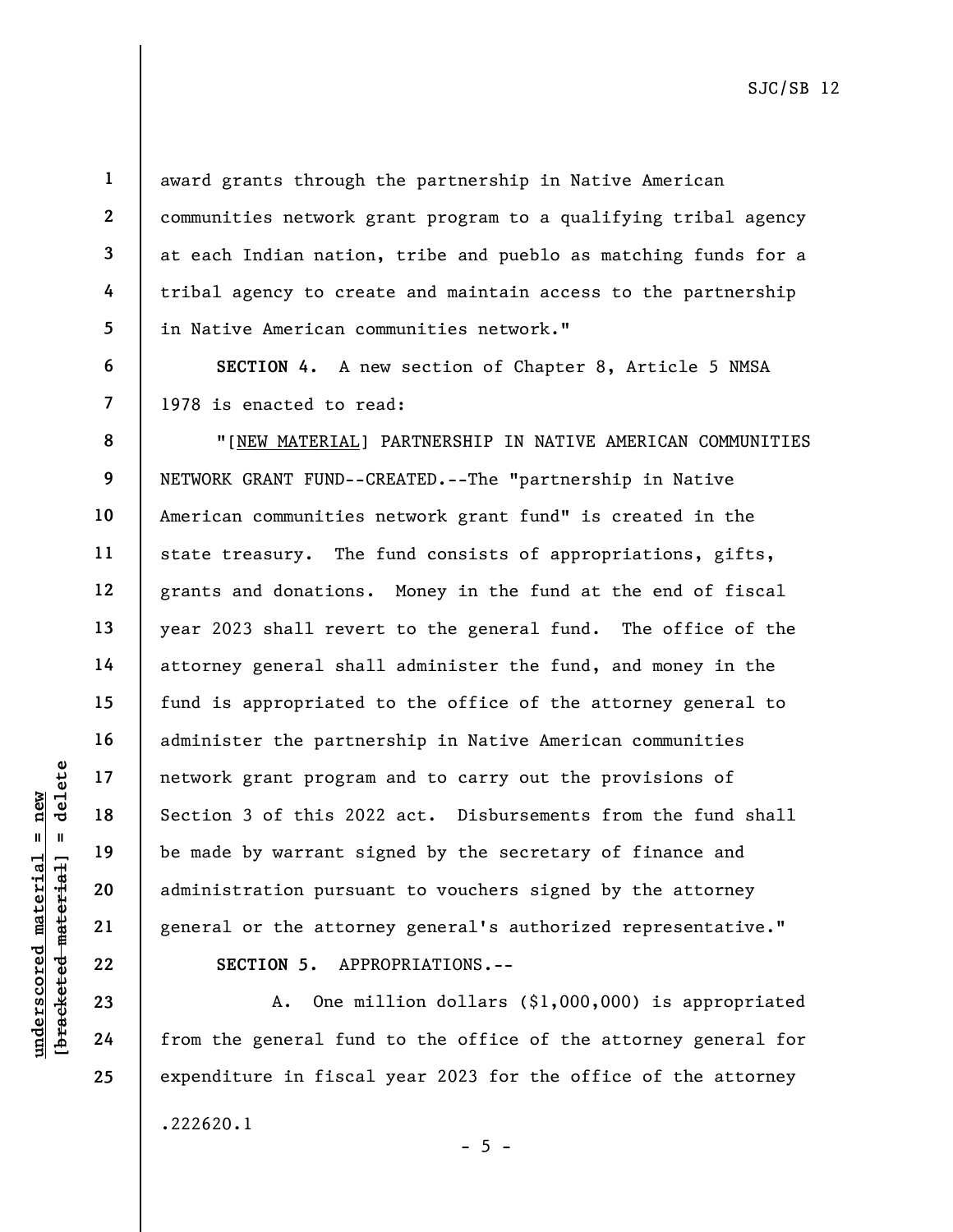award grants through the partnership in Native American communities network grant program to a qualifying tribal agency at each Indian nation, tribe and pueblo as matching funds for a tribal agency to create and maintain access to the partnership in Native American communities network."

**SECTION 4.** A new section of Chapter 8, Article 5 NMSA 1978 is enacted to read:

"[NEW MATERIAL] PARTNERSHIP IN NATIVE AMERICAN COMMUNITIES NETWORK GRANT FUND--CREATED.--The "partnership in Native American communities network grant fund" is created in the state treasury. The fund consists of appropriations, gifts, grants and donations. Money in the fund at the end of fiscal year 2023 shall revert to the general fund. The office of the attorney general shall administer the fund, and money in the fund is appropriated to the office of the attorney general to administer the partnership in Native American communities network grant program and to carry out the provisions of Section 3 of this 2022 act. Disbursements from the fund shall be made by warrant signed by the secretary of finance and administration pursuant to vouchers signed by the attorney general or the attorney general's authorized representative."

**SECTION 5.** APPROPRIATIONS.--

A. One million dollars ($1,000,000) is appropriated from the general fund to the office of the attorney general for expenditure in fiscal year 2023 for the office of the attorney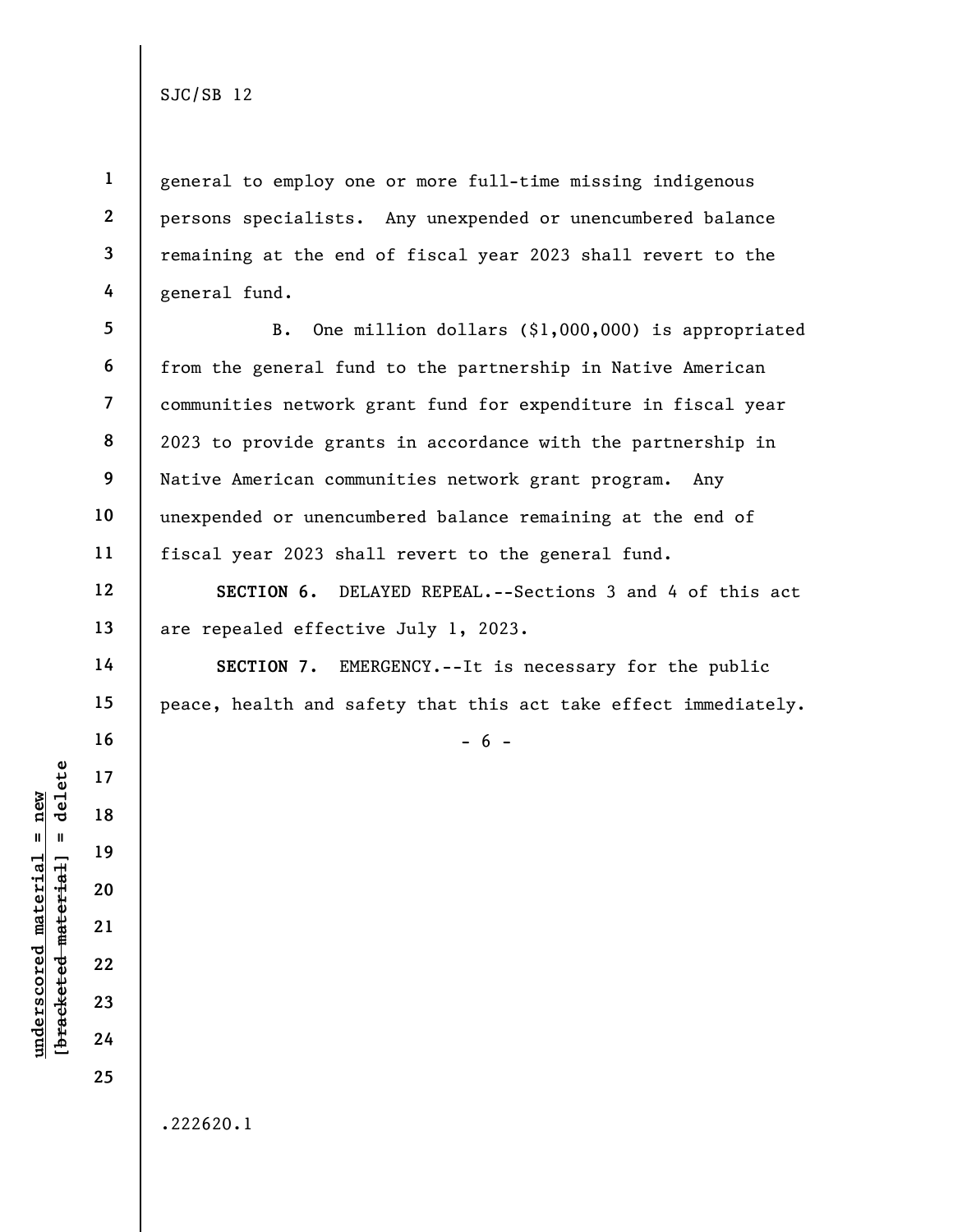general to employ one or more full-time missing indigenous persons specialists. Any unexpended or unencumbered balance remaining at the end of fiscal year 2023 shall revert to the general fund.

B. One million dollars ($1,000,000) is appropriated from the general fund to the partnership in Native American communities network grant fund for expenditure in fiscal year 2023 to provide grants in accordance with the partnership in Native American communities network grant program. Any unexpended or unencumbered balance remaining at the end of fiscal year 2023 shall revert to the general fund.

**SECTION 6.** DELAYED REPEAL.--Sections 3 and 4 of this act are repealed effective July 1, 2023.

**SECTION 7.** EMERGENCY.--It is necessary for the public peace, health and safety that this act take effect immediately.